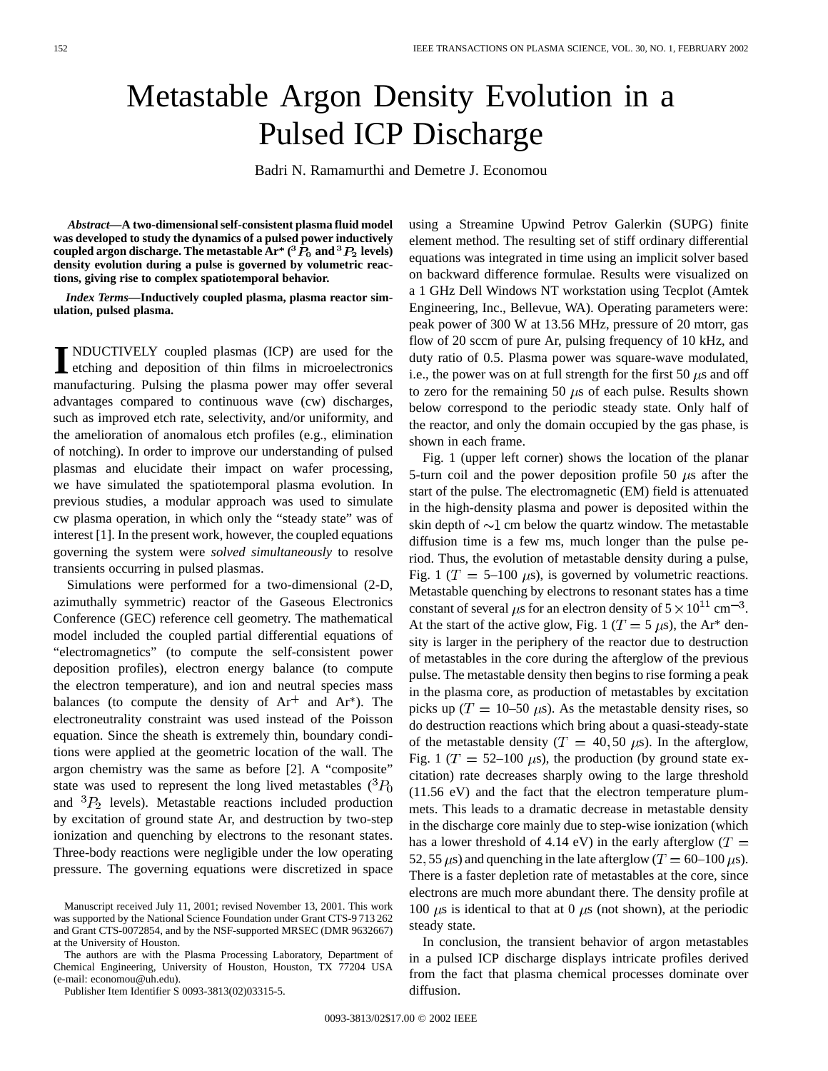# Metastable Argon Density Evolution in a Pulsed ICP Discharge

Badri N. Ramamurthi and Demetre J. Economou

***Abstract*—A two-dimensional self-consistent plasma fluid model was developed to study the dynamics of a pulsed power inductively coupled argon discharge. The metastable Ar* ($^3P_0$ and $^3P_2$ levels) density evolution during a pulse is governed by volumetric reactions, giving rise to complex spatiotemporal behavior.**

***Index Terms*—Inductively coupled plasma, plasma reactor simulation, pulsed plasma.**

INDUCTIVELY coupled plasmas (ICP) are used for the etching and deposition of thin films in microelectronics manufacturing. Pulsing the plasma power may offer several advantages compared to continuous wave (cw) discharges, such as improved etch rate, selectivity, and/or uniformity, and the amelioration of anomalous etch profiles (e.g., elimination of notching). In order to improve our understanding of pulsed plasmas and elucidate their impact on wafer processing, we have simulated the spatiotemporal plasma evolution. In previous studies, a modular approach was used to simulate cw plasma operation, in which only the "steady state" was of interest [1]. In the present work, however, the coupled equations governing the system were *solved simultaneously* to resolve transients occurring in pulsed plasmas.

Simulations were performed for a two-dimensional (2-D, azimuthally symmetric) reactor of the Gaseous Electronics Conference (GEC) reference cell geometry. The mathematical model included the coupled partial differential equations of "electromagnetics" (to compute the self-consistent power deposition profiles), electron energy balance (to compute the electron temperature), and ion and neutral species mass balances (to compute the density of $Ar^+$ and Ar*). The electroneutrality constraint was used instead of the Poisson equation. Since the sheath is extremely thin, boundary conditions were applied at the geometric location of the wall. The argon chemistry was the same as before [2]. A "composite" state was used to represent the long lived metastables ($^3P_0$ and $^3P_2$ levels). Metastable reactions included production by excitation of ground state Ar, and destruction by two-step ionization and quenching by electrons to the resonant states. Three-body reactions were negligible under the low operating pressure. The governing equations were discretized in space using a Streamine Upwind Petrov Galerkin (SUPG) finite element method. The resulting set of stiff ordinary differential equations was integrated in time using an implicit solver based on backward difference formulae. Results were visualized on a 1 GHz Dell Windows NT workstation using Tecplot (Amtek Engineering, Inc., Bellevue, WA). Operating parameters were: peak power of 300 W at 13.56 MHz, pressure of 20 mtorr, gas flow of 20 sccm of pure Ar, pulsing frequency of 10 kHz, and duty ratio of 0.5. Plasma power was square-wave modulated, i.e., the power was on at full strength for the first 50 $\mu$s and off to zero for the remaining 50 $\mu$s of each pulse. Results shown below correspond to the periodic steady state. Only half of the reactor, and only the domain occupied by the gas phase, is shown in each frame.

Fig. 1 (upper left corner) shows the location of the planar 5-turn coil and the power deposition profile 50 $\mu$s after the start of the pulse. The electromagnetic (EM) field is attenuated in the high-density plasma and power is deposited within the skin depth of $\sim$1 cm below the quartz window. The metastable diffusion time is a few ms, much longer than the pulse period. Thus, the evolution of metastable density during a pulse, Fig. 1 ($T =$ 5–100 $\mu$s), is governed by volumetric reactions. Metastable quenching by electrons to resonant states has a time constant of several $\mu$s for an electron density of $5 \times 10^{11}$ cm$^{-3}$. At the start of the active glow, Fig. 1 ($T = 5$ $\mu$s), the Ar* density is larger in the periphery of the reactor due to destruction of metastables in the core during the afterglow of the previous pulse. The metastable density then begins to rise forming a peak in the plasma core, as production of metastables by excitation picks up ($T =$ 10–50 $\mu$s). As the metastable density rises, so do destruction reactions which bring about a quasi-steady-state of the metastable density ($T = 40, 50$ $\mu$s). In the afterglow, Fig. 1 ($T =$ 52–100 $\mu$s), the production (by ground state excitation) rate decreases sharply owing to the large threshold (11.56 eV) and the fact that the electron temperature plummets. This leads to a dramatic decrease in metastable density in the discharge core mainly due to step-wise ionization (which has a lower threshold of 4.14 eV) in the early afterglow ($T =$ 52, 55 $\mu$s) and quenching in the late afterglow ($T =$ 60–100 $\mu$s). There is a faster depletion rate of metastables at the core, since electrons are much more abundant there. The density profile at 100 $\mu$s is identical to that at 0 $\mu$s (not shown), at the periodic steady state.

In conclusion, the transient behavior of argon metastables in a pulsed ICP discharge displays intricate profiles derived from the fact that plasma chemical processes dominate over diffusion.

Manuscript received July 11, 2001; revised November 13, 2001. This work was supported by the National Science Foundation under Grant CTS-9 713 262 and Grant CTS-0072854, and by the NSF-supported MRSEC (DMR 9632667) at the University of Houston.

The authors are with the Plasma Processing Laboratory, Department of Chemical Engineering, University of Houston, Houston, TX 77204 USA (e-mail: economou@uh.edu).

Publisher Item Identifier S 0093-3813(02)03315-5.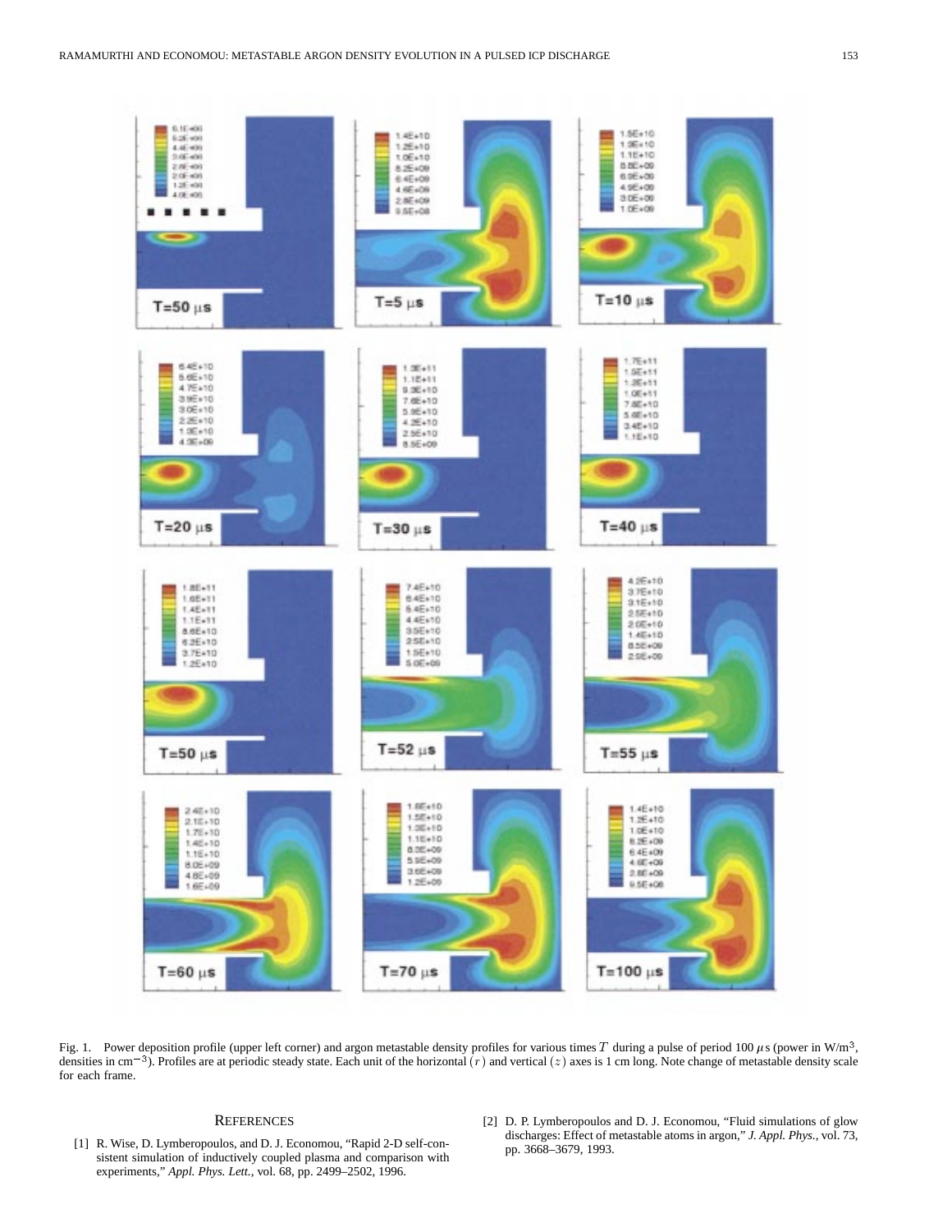Fig. 1. Power deposition profile (upper left corner) and argon metastable density profiles for various times $T$ during a pulse of period 100 $\mu$s (power in W/m$^3$, densities in cm$^{-3}$). Profiles are at periodic steady state. Each unit of the horizontal $(r)$ and vertical $(z)$ axes is 1 cm long. Note change of metastable density scale for each frame.

## REFERENCES

[1] R. Wise, D. Lymberopoulos, and D. J. Economou, "Rapid 2-D self-consistent simulation of inductively coupled plasma and comparison with experiments," *Appl. Phys. Lett.*, vol. 68, pp. 2499–2502, 1996.

[2] D. P. Lymberopoulos and D. J. Economou, "Fluid simulations of glow discharges: Effect of metastable atoms in argon," *J. Appl. Phys.*, vol. 73, pp. 3668–3679, 1993.